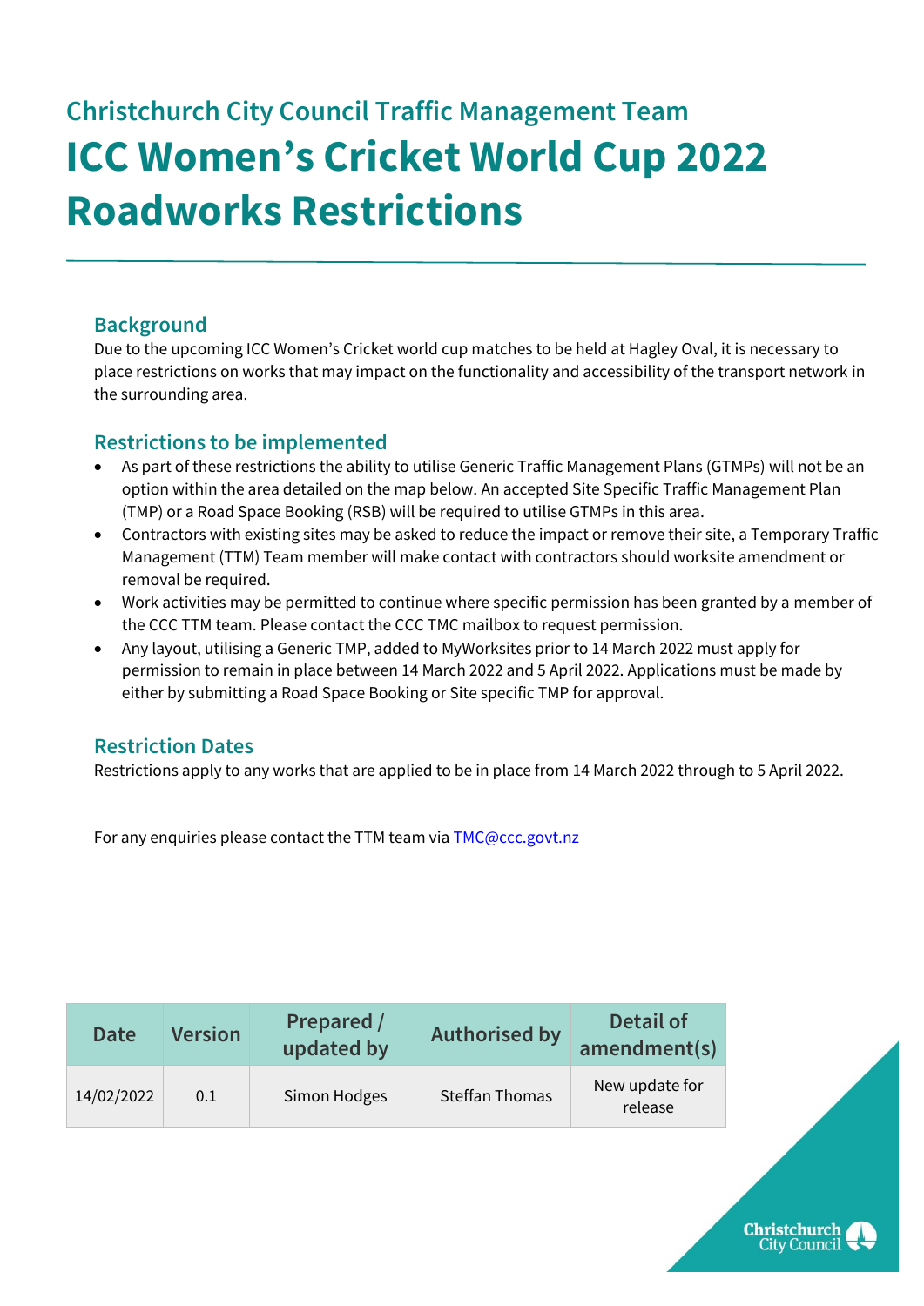## Christchurch City Council Traffic Management Team

# ICC Women's Cricket World Cup 2022 Roadworks Restrictions

### Background

Due to the upcoming ICC Women's Cricket world cup matches to be held at Hagley Oval, it is necessary to place restrictions on works that may impact on the functionality and accessibility of the transport network in the surrounding area.

### Restrictions to be implemented

- As part of these restrictions the ability to utilise Generic Traffic Management Plans (GTMPs) will not be an option within the area detailed on the map below. An accepted Site Specific Traffic Management Plan (TMP) or a Road Space Booking (RSB) will be required to utilise GTMPs in this area.
- Contractors with existing sites may be asked to reduce the impact or remove their site, a Temporary Traffic Management (TTM) Team member will make contact with contractors should worksite amendment or removal be required.
- Work activities may be permitted to continue where specific permission has been granted by a member of the CCC TTM team. Please contact the CCC TMC mailbox to request permission.
- Any layout, utilising a Generic TMP, added to MyWorksites prior to 14 March 2022 must apply for permission to remain in place between 14 March 2022 and 5 April 2022. Applications must be made by either by submitting a Road Space Booking or Site specific TMP for approval.

### Restriction Dates

Restrictions apply to any works that are applied to be in place from 14 March 2022 through to 5 April 2022.

For any enquiries please contact the TTM team via TMC@ccc.govt.nz

| Date | Version | Prepared / updated by | Authorised by | Detail of amendment(s) |
| --- | --- | --- | --- | --- |
| 14/02/2022 | 0.1 | Simon Hodges | Steffan Thomas | New update for release |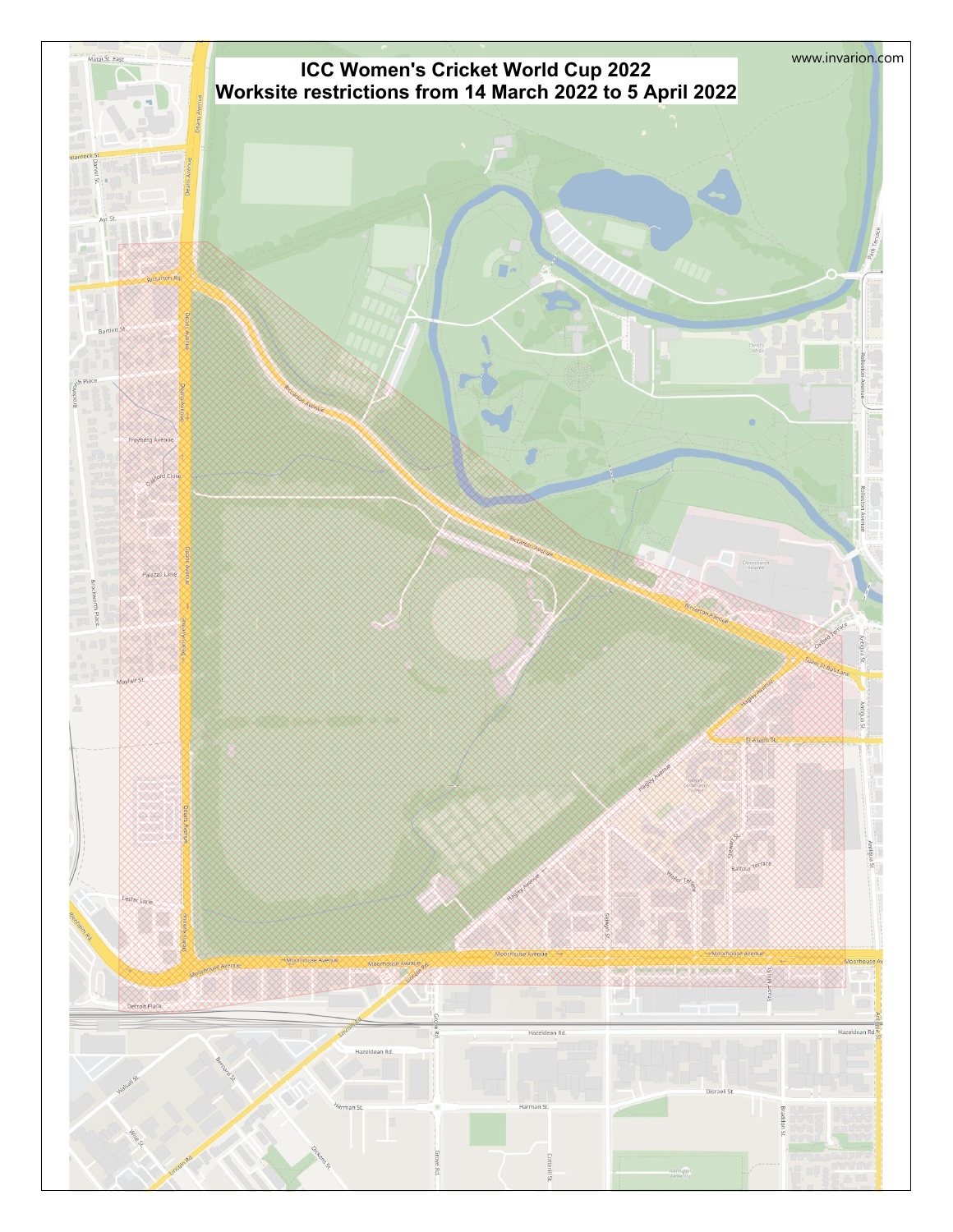# ICC Women's Cricket World Cup 2022
# Worksite restrictions from 14 March 2022 to 5 April 2022

www.invarion.com